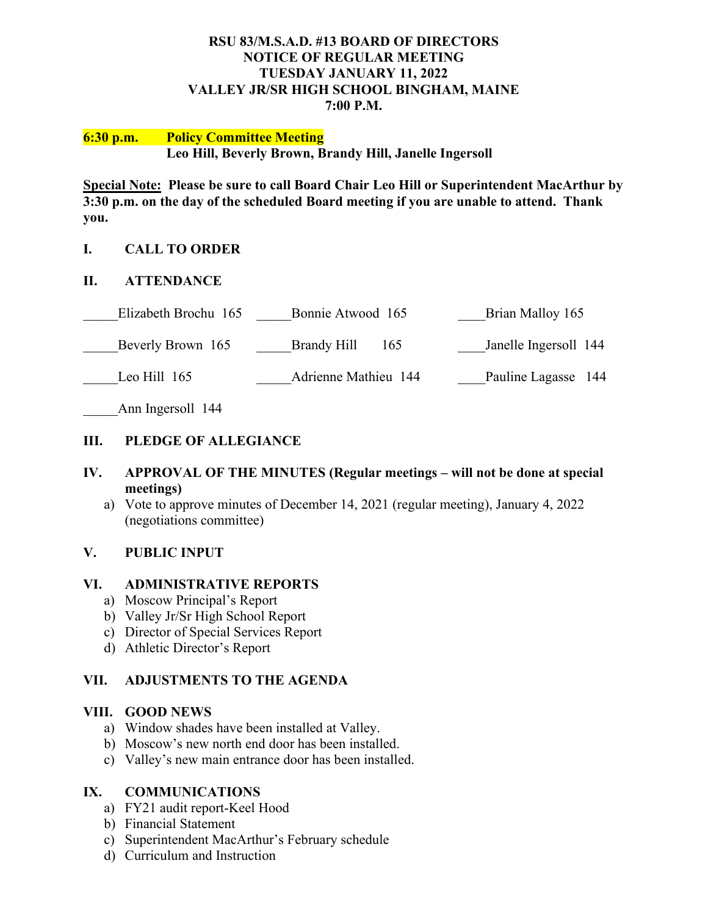**RSU 83/M.S.A.D. #13 BOARD OF DIRECTORS**
**NOTICE OF REGULAR MEETING**
**TUESDAY JANUARY 11, 2022**
**VALLEY JR/SR HIGH SCHOOL BINGHAM, MAINE**
**7:00 P.M.**

**6:30 p.m.　　Policy Committee Meeting**
**Leo Hill, Beverly Brown, Brandy Hill, Janelle Ingersoll**

**Special Note:** **Please be sure to call Board Chair Leo Hill or Superintendent MacArthur by 3:30 p.m. on the day of the scheduled Board meeting if you are unable to attend. Thank you.**

## I. CALL TO ORDER

## II. ATTENDANCE

_____Elizabeth Brochu 165　　_____Bonnie Atwood 165　　____Brian Malloy 165

_____Beverly Brown 165　　_____Brandy Hill 165　　____Janelle Ingersoll 144

_____Leo Hill 165　　_____Adrienne Mathieu 144　　____Pauline Lagasse 144

_____Ann Ingersoll 144

## III. PLEDGE OF ALLEGIANCE

## IV. APPROVAL OF THE MINUTES (Regular meetings – will not be done at special meetings)

a) Vote to approve minutes of December 14, 2021 (regular meeting), January 4, 2022 (negotiations committee)

## V. PUBLIC INPUT

## VI. ADMINISTRATIVE REPORTS

a) Moscow Principal's Report
b) Valley Jr/Sr High School Report
c) Director of Special Services Report
d) Athletic Director's Report

## VII. ADJUSTMENTS TO THE AGENDA

## VIII. GOOD NEWS

a) Window shades have been installed at Valley.
b) Moscow's new north end door has been installed.
c) Valley's new main entrance door has been installed.

## IX. COMMUNICATIONS

a) FY21 audit report-Keel Hood
b) Financial Statement
c) Superintendent MacArthur's February schedule
d) Curriculum and Instruction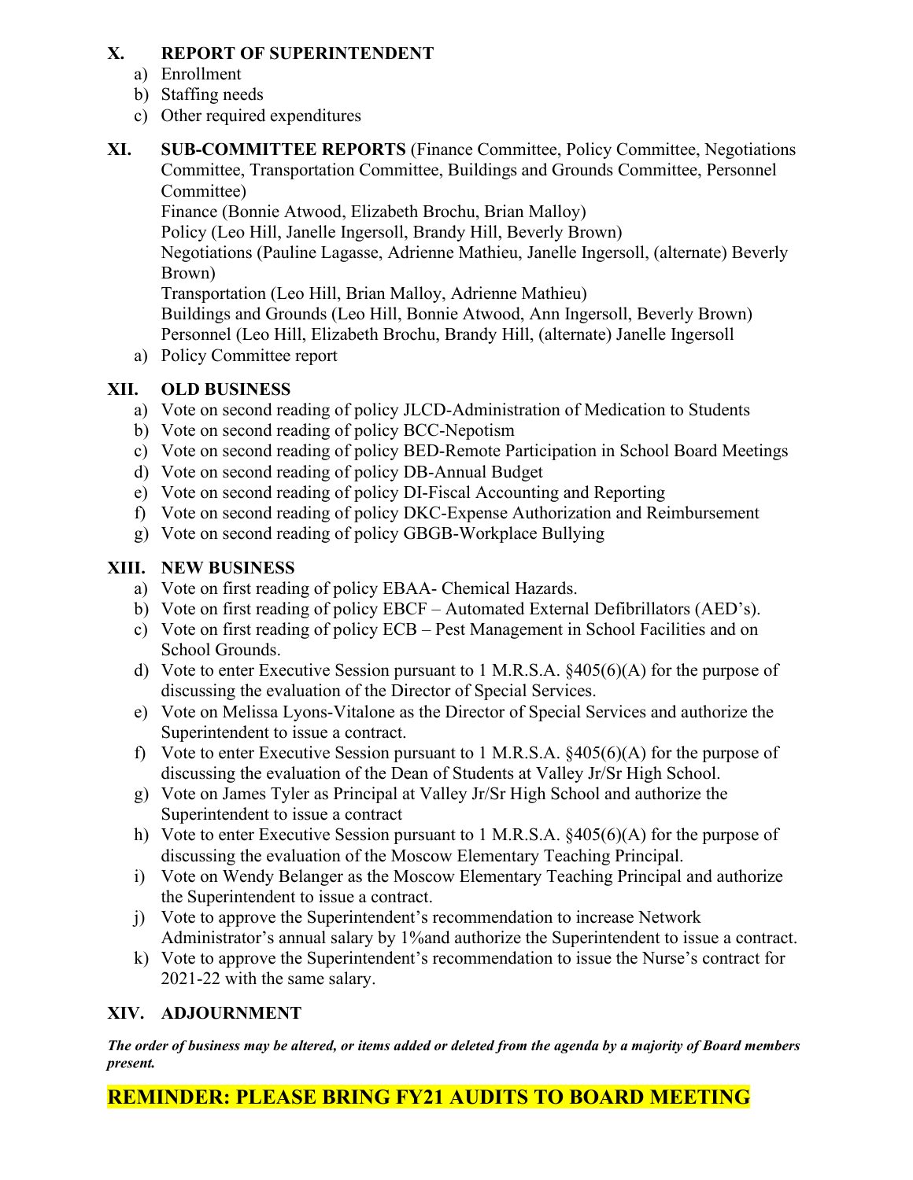## X. REPORT OF SUPERINTENDENT

a) Enrollment
b) Staffing needs
c) Other required expenditures

## XI. SUB-COMMITTEE REPORTS (Finance Committee, Policy Committee, Negotiations Committee, Transportation Committee, Buildings and Grounds Committee, Personnel Committee)

Finance (Bonnie Atwood, Elizabeth Brochu, Brian Malloy)
Policy (Leo Hill, Janelle Ingersoll, Brandy Hill, Beverly Brown)
Negotiations (Pauline Lagasse, Adrienne Mathieu, Janelle Ingersoll, (alternate) Beverly Brown)
Transportation (Leo Hill, Brian Malloy, Adrienne Mathieu)
Buildings and Grounds (Leo Hill, Bonnie Atwood, Ann Ingersoll, Beverly Brown)
Personnel (Leo Hill, Elizabeth Brochu, Brandy Hill, (alternate) Janelle Ingersoll

a) Policy Committee report

## XII. OLD BUSINESS

a) Vote on second reading of policy JLCD-Administration of Medication to Students
b) Vote on second reading of policy BCC-Nepotism
c) Vote on second reading of policy BED-Remote Participation in School Board Meetings
d) Vote on second reading of policy DB-Annual Budget
e) Vote on second reading of policy DI-Fiscal Accounting and Reporting
f) Vote on second reading of policy DKC-Expense Authorization and Reimbursement
g) Vote on second reading of policy GBGB-Workplace Bullying

## XIII. NEW BUSINESS

a) Vote on first reading of policy EBAA- Chemical Hazards.
b) Vote on first reading of policy EBCF – Automated External Defibrillators (AED's).
c) Vote on first reading of policy ECB – Pest Management in School Facilities and on School Grounds.
d) Vote to enter Executive Session pursuant to 1 M.R.S.A. §405(6)(A) for the purpose of discussing the evaluation of the Director of Special Services.
e) Vote on Melissa Lyons-Vitalone as the Director of Special Services and authorize the Superintendent to issue a contract.
f) Vote to enter Executive Session pursuant to 1 M.R.S.A. §405(6)(A) for the purpose of discussing the evaluation of the Dean of Students at Valley Jr/Sr High School.
g) Vote on James Tyler as Principal at Valley Jr/Sr High School and authorize the Superintendent to issue a contract
h) Vote to enter Executive Session pursuant to 1 M.R.S.A. §405(6)(A) for the purpose of discussing the evaluation of the Moscow Elementary Teaching Principal.
i) Vote on Wendy Belanger as the Moscow Elementary Teaching Principal and authorize the Superintendent to issue a contract.
j) Vote to approve the Superintendent's recommendation to increase Network Administrator's annual salary by 1%and authorize the Superintendent to issue a contract.
k) Vote to approve the Superintendent's recommendation to issue the Nurse's contract for 2021-22 with the same salary.

## XIV. ADJOURNMENT

***The order of business may be altered, or items added or deleted from the agenda by a majority of Board members present.***

**REMINDER: PLEASE BRING FY21 AUDITS TO BOARD MEETING**